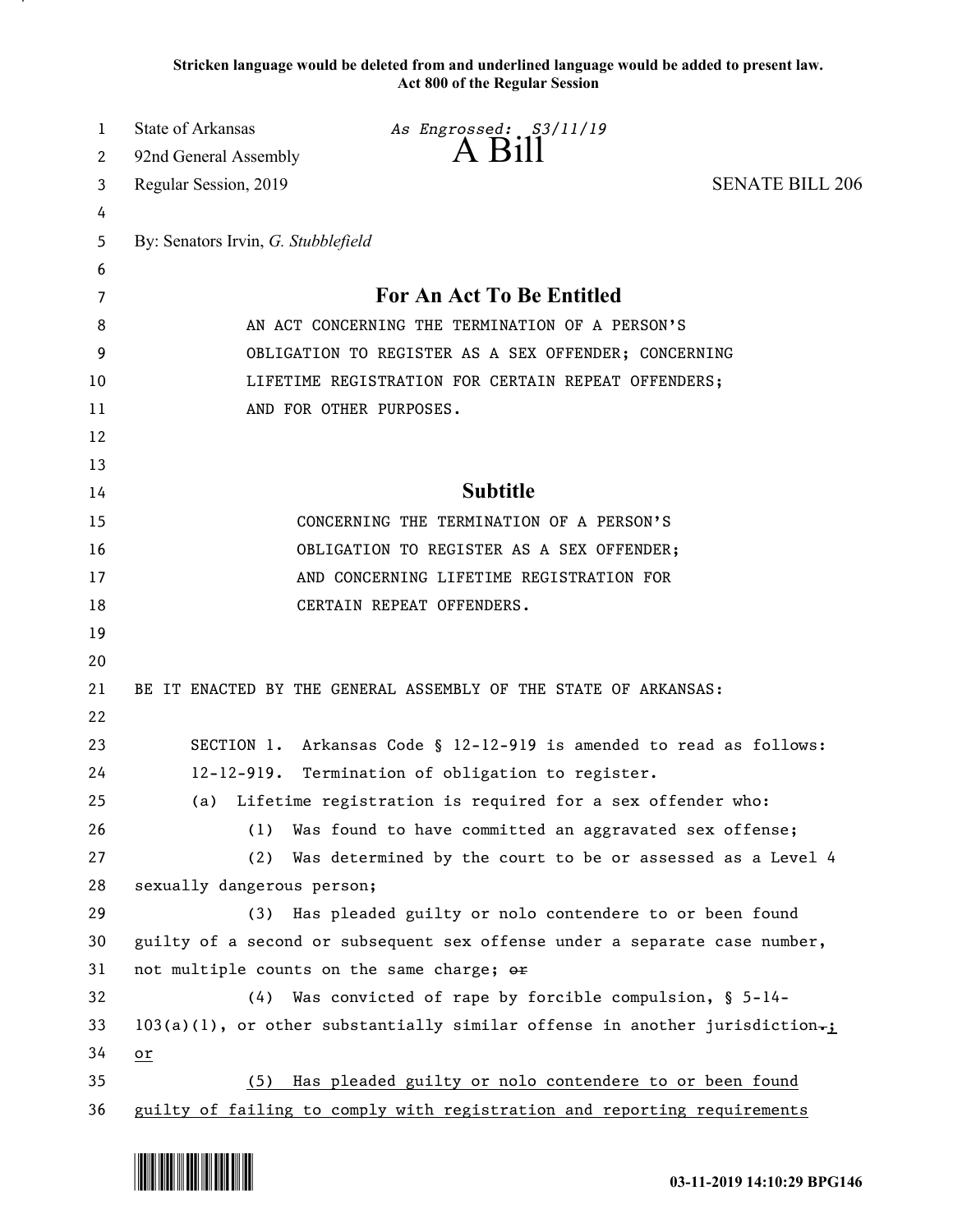Stricken language would be deleted from and underlined language would be added to present law.
Act 800 of the Regular Session

State of Arkansas *As Engrossed: S3/11/19*
92nd General Assembly
# A Bill
Regular Session, 2019 SENATE BILL 206

By: Senators Irvin, *G. Stubblefield*

## For An Act To Be Entitled

AN ACT CONCERNING THE TERMINATION OF A PERSON'S OBLIGATION TO REGISTER AS A SEX OFFENDER; CONCERNING LIFETIME REGISTRATION FOR CERTAIN REPEAT OFFENDERS; AND FOR OTHER PURPOSES.

## Subtitle

CONCERNING THE TERMINATION OF A PERSON'S OBLIGATION TO REGISTER AS A SEX OFFENDER; AND CONCERNING LIFETIME REGISTRATION FOR CERTAIN REPEAT OFFENDERS.

BE IT ENACTED BY THE GENERAL ASSEMBLY OF THE STATE OF ARKANSAS:

SECTION 1. Arkansas Code § 12-12-919 is amended to read as follows:

12-12-919. Termination of obligation to register.

(a) Lifetime registration is required for a sex offender who:

(1) Was found to have committed an aggravated sex offense;

(2) Was determined by the court to be or assessed as a Level 4 sexually dangerous person;

(3) Has pleaded guilty or nolo contendere to or been found guilty of a second or subsequent sex offense under a separate case number, not multiple counts on the same charge; ~~or~~

(4) Was convicted of rape by forcible compulsion, § 5-14-103(a)(1), or other substantially similar offense in another jurisdiction~~.~~<u>; or</u>

<u>(5) Has pleaded guilty or nolo contendere to or been found guilty of failing to comply with registration and reporting requirements</u>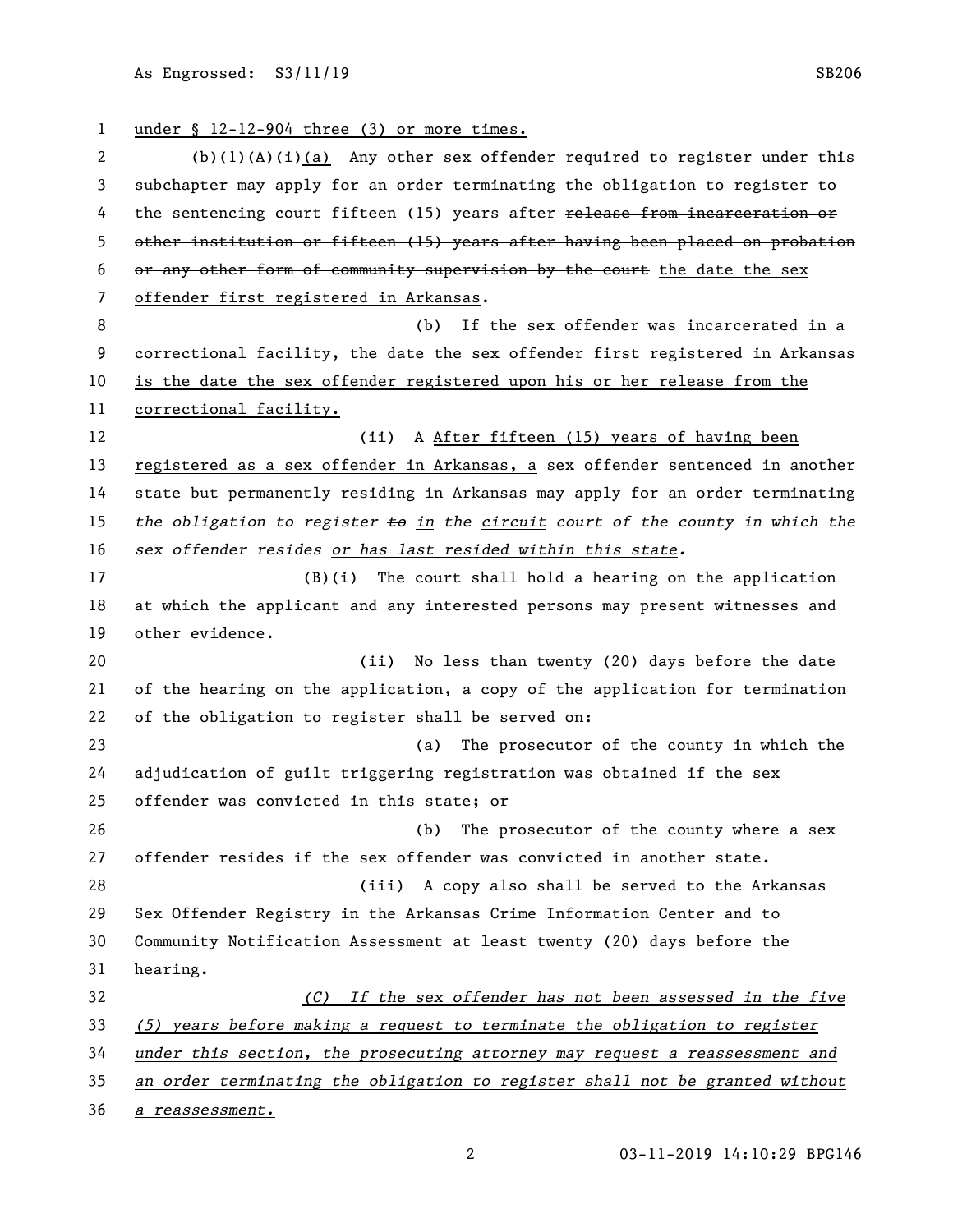under § 12-12-904 three (3) or more times.

(b)(1)(A)(i)(a) Any other sex offender required to register under this subchapter may apply for an order terminating the obligation to register to the sentencing court fifteen (15) years after ~~release from incarceration or other institution or fifteen (15) years after having been placed on probation or any other form of community supervision by the court~~ the date the sex offender first registered in Arkansas.

(b) If the sex offender was incarcerated in a correctional facility, the date the sex offender first registered in Arkansas is the date the sex offender registered upon his or her release from the correctional facility.

(ii) ~~A~~ After fifteen (15) years of having been registered as a sex offender in Arkansas, a sex offender sentenced in another state but permanently residing in Arkansas may apply for an order terminating *the obligation to register ~~to~~ in the circuit court of the county in which the sex offender resides or has last resided within this state.*

(B)(i) The court shall hold a hearing on the application at which the applicant and any interested persons may present witnesses and other evidence.

(ii) No less than twenty (20) days before the date of the hearing on the application, a copy of the application for termination of the obligation to register shall be served on:

(a) The prosecutor of the county in which the adjudication of guilt triggering registration was obtained if the sex offender was convicted in this state; or

(b) The prosecutor of the county where a sex offender resides if the sex offender was convicted in another state.

(iii) A copy also shall be served to the Arkansas Sex Offender Registry in the Arkansas Crime Information Center and to Community Notification Assessment at least twenty (20) days before the hearing.

*(C) If the sex offender has not been assessed in the five (5) years before making a request to terminate the obligation to register under this section, the prosecuting attorney may request a reassessment and an order terminating the obligation to register shall not be granted without a reassessment.*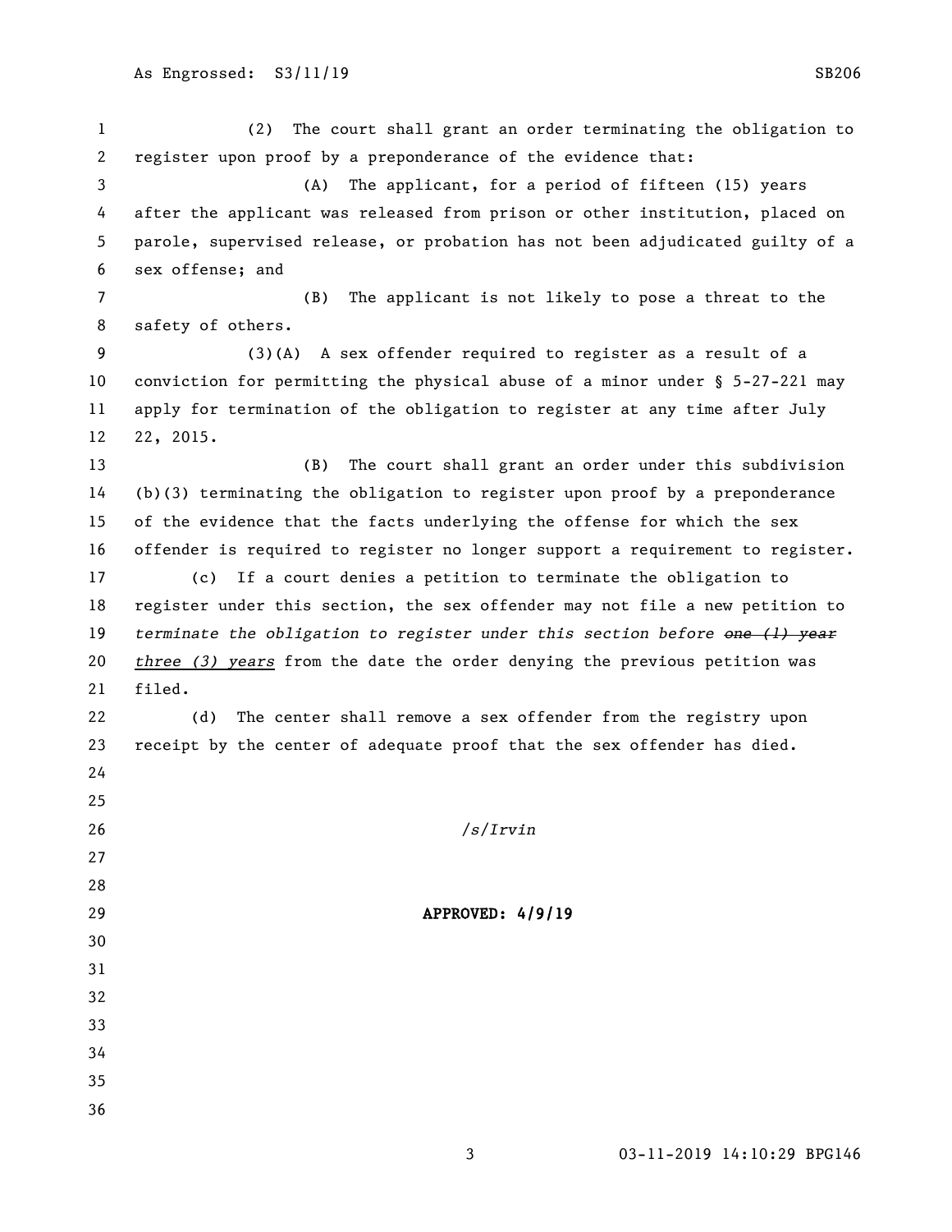(2) The court shall grant an order terminating the obligation to register upon proof by a preponderance of the evidence that:

(A) The applicant, for a period of fifteen (15) years after the applicant was released from prison or other institution, placed on parole, supervised release, or probation has not been adjudicated guilty of a sex offense; and

(B) The applicant is not likely to pose a threat to the safety of others.

(3)(A) A sex offender required to register as a result of a conviction for permitting the physical abuse of a minor under § 5-27-221 may apply for termination of the obligation to register at any time after July 22, 2015.

(B) The court shall grant an order under this subdivision (b)(3) terminating the obligation to register upon proof by a preponderance of the evidence that the facts underlying the offense for which the sex offender is required to register no longer support a requirement to register.

(c) If a court denies a petition to terminate the obligation to register under this section, the sex offender may not file a new petition to *terminate the obligation to register under this section before ~~one (1) year~~* *three (3) years* from the date the order denying the previous petition was filed.

(d) The center shall remove a sex offender from the registry upon receipt by the center of adequate proof that the sex offender has died.

*/s/Irvin*

**APPROVED: 4/9/19**